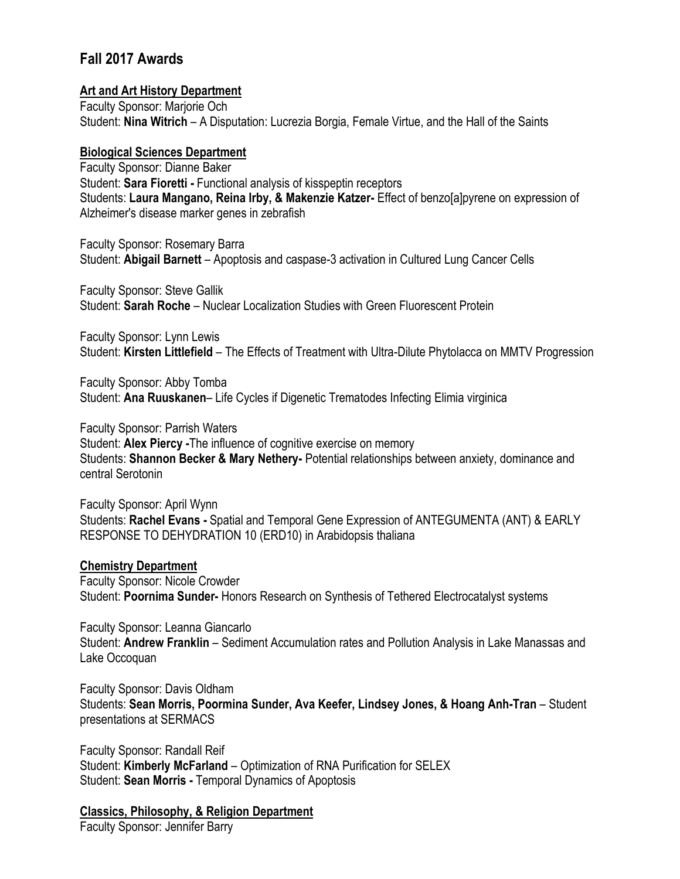# Fall 2017 Awards

**Art and Art History Department**

Faculty Sponsor: Marjorie Och
Student: **Nina Witrich** – A Disputation: Lucrezia Borgia, Female Virtue, and the Hall of the Saints

**Biological Sciences Department**

Faculty Sponsor: Dianne Baker
Student: **Sara Fioretti -** Functional analysis of kisspeptin receptors
Students: **Laura Mangano, Reina Irby, & Makenzie Katzer-** Effect of benzo[a]pyrene on expression of Alzheimer's disease marker genes in zebrafish

Faculty Sponsor: Rosemary Barra
Student: **Abigail Barnett** – Apoptosis and caspase-3 activation in Cultured Lung Cancer Cells

Faculty Sponsor: Steve Gallik
Student: **Sarah Roche** – Nuclear Localization Studies with Green Fluorescent Protein

Faculty Sponsor: Lynn Lewis
Student: **Kirsten Littlefield** – The Effects of Treatment with Ultra-Dilute Phytolacca on MMTV Progression

Faculty Sponsor: Abby Tomba
Student: **Ana Ruuskanen**– Life Cycles if Digenetic Trematodes Infecting Elimia virginica

Faculty Sponsor: Parrish Waters
Student: **Alex Piercy -**The influence of cognitive exercise on memory
Students: **Shannon Becker & Mary Nethery-** Potential relationships between anxiety, dominance and central Serotonin

Faculty Sponsor: April Wynn
Students: **Rachel Evans -** Spatial and Temporal Gene Expression of ANTEGUMENTA (ANT) & EARLY RESPONSE TO DEHYDRATION 10 (ERD10) in Arabidopsis thaliana

**Chemistry Department**

Faculty Sponsor: Nicole Crowder
Student: **Poornima Sunder-** Honors Research on Synthesis of Tethered Electrocatalyst systems

Faculty Sponsor: Leanna Giancarlo
Student: **Andrew Franklin** – Sediment Accumulation rates and Pollution Analysis in Lake Manassas and Lake Occoquan

Faculty Sponsor: Davis Oldham
Students: **Sean Morris, Poormina Sunder, Ava Keefer, Lindsey Jones, & Hoang Anh-Tran** – Student presentations at SERMACS

Faculty Sponsor: Randall Reif
Student: **Kimberly McFarland** – Optimization of RNA Purification for SELEX
Student: **Sean Morris -** Temporal Dynamics of Apoptosis

**Classics, Philosophy, & Religion Department**

Faculty Sponsor: Jennifer Barry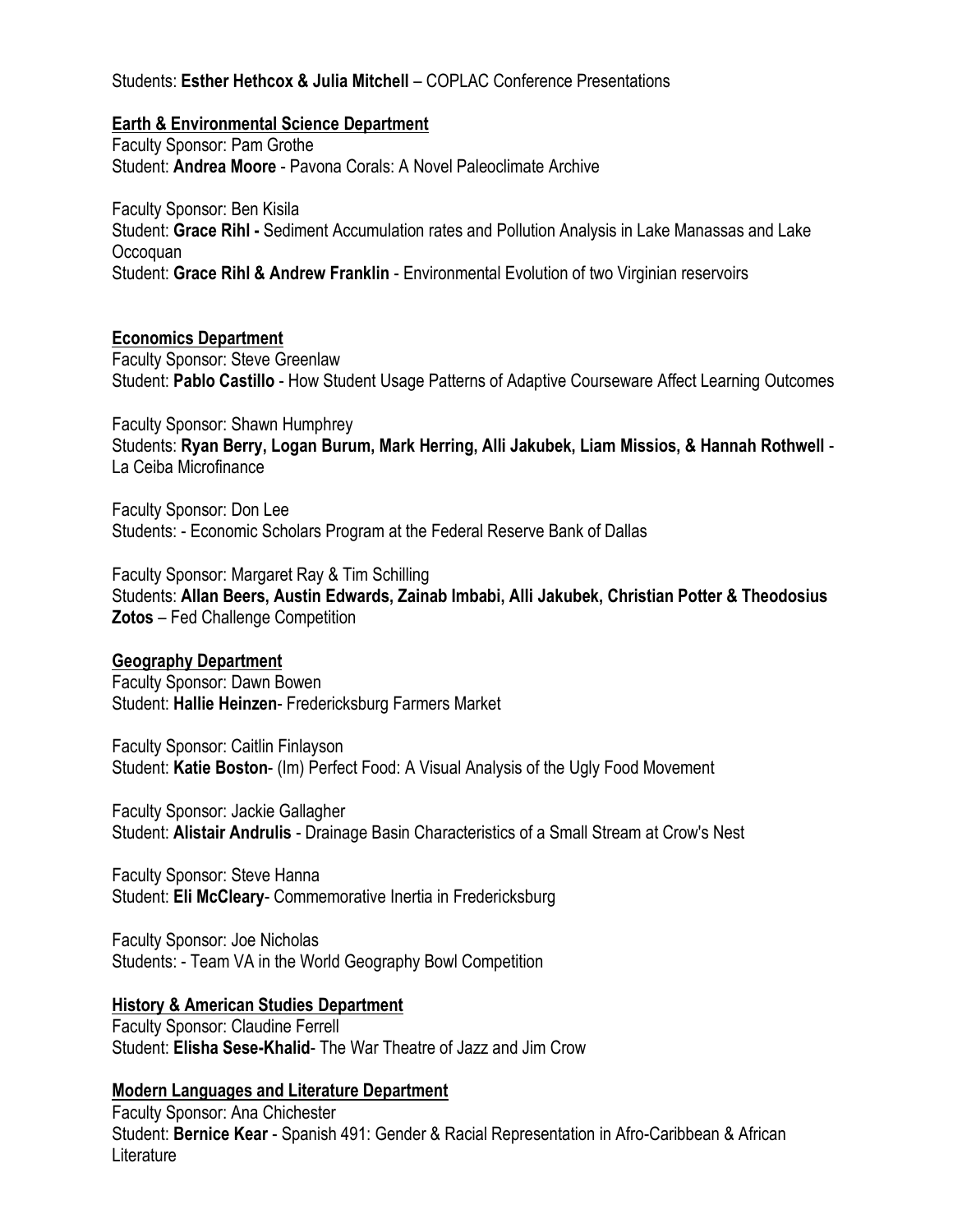Students: **Esther Hethcox & Julia Mitchell** – COPLAC Conference Presentations

**Earth & Environmental Science Department**

Faculty Sponsor: Pam Grothe
Student: **Andrea Moore** - Pavona Corals: A Novel Paleoclimate Archive

Faculty Sponsor: Ben Kisila
Student: **Grace Rihl -** Sediment Accumulation rates and Pollution Analysis in Lake Manassas and Lake Occoquan
Student: **Grace Rihl & Andrew Franklin** - Environmental Evolution of two Virginian reservoirs

**Economics Department**

Faculty Sponsor: Steve Greenlaw
Student: **Pablo Castillo** - How Student Usage Patterns of Adaptive Courseware Affect Learning Outcomes

Faculty Sponsor: Shawn Humphrey
Students: **Ryan Berry, Logan Burum, Mark Herring, Alli Jakubek, Liam Missios, & Hannah Rothwell** - La Ceiba Microfinance

Faculty Sponsor: Don Lee
Students: - Economic Scholars Program at the Federal Reserve Bank of Dallas

Faculty Sponsor: Margaret Ray & Tim Schilling
Students: **Allan Beers, Austin Edwards, Zainab Imbabi, Alli Jakubek, Christian Potter & Theodosius Zotos** – Fed Challenge Competition

**Geography Department**

Faculty Sponsor: Dawn Bowen
Student: **Hallie Heinzen**- Fredericksburg Farmers Market

Faculty Sponsor: Caitlin Finlayson
Student: **Katie Boston**- (Im) Perfect Food: A Visual Analysis of the Ugly Food Movement

Faculty Sponsor: Jackie Gallagher
Student: **Alistair Andrulis** - Drainage Basin Characteristics of a Small Stream at Crow's Nest

Faculty Sponsor: Steve Hanna
Student: **Eli McCleary**- Commemorative Inertia in Fredericksburg

Faculty Sponsor: Joe Nicholas
Students: - Team VA in the World Geography Bowl Competition

**History & American Studies Department**

Faculty Sponsor: Claudine Ferrell
Student: **Elisha Sese-Khalid**- The War Theatre of Jazz and Jim Crow

**Modern Languages and Literature Department**

Faculty Sponsor: Ana Chichester
Student: **Bernice Kear** - Spanish 491: Gender & Racial Representation in Afro-Caribbean & African Literature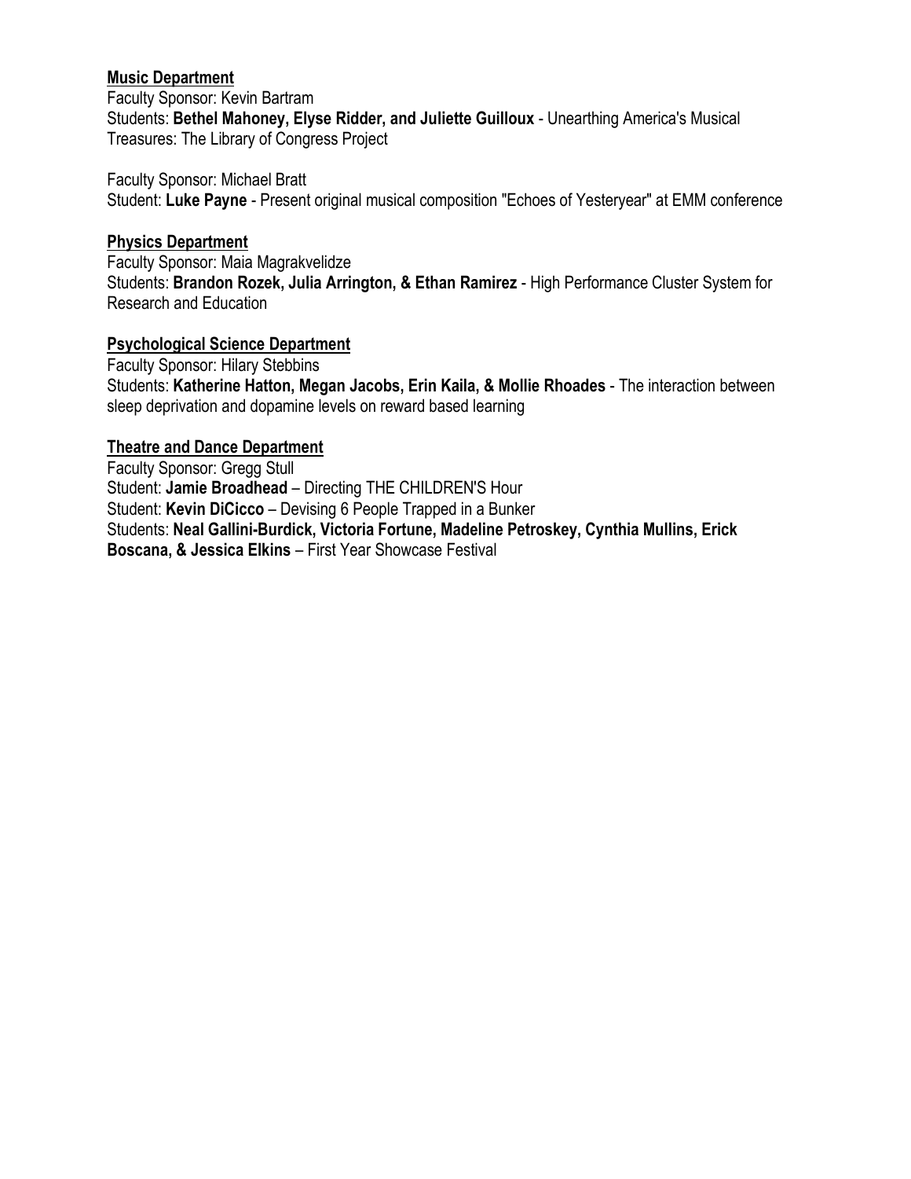**<u>Music Department</u>**

Faculty Sponsor: Kevin Bartram
Students: **Bethel Mahoney, Elyse Ridder, and Juliette Guilloux** - Unearthing America's Musical Treasures: The Library of Congress Project

Faculty Sponsor: Michael Bratt
Student: **Luke Payne** - Present original musical composition "Echoes of Yesteryear" at EMM conference

**<u>Physics Department</u>**

Faculty Sponsor: Maia Magrakvelidze
Students: **Brandon Rozek, Julia Arrington, & Ethan Ramirez** - High Performance Cluster System for Research and Education

**<u>Psychological Science Department</u>**

Faculty Sponsor: Hilary Stebbins
Students: **Katherine Hatton, Megan Jacobs, Erin Kaila, & Mollie Rhoades** - The interaction between sleep deprivation and dopamine levels on reward based learning

**<u>Theatre and Dance Department</u>**

Faculty Sponsor: Gregg Stull
Student: **Jamie Broadhead** – Directing THE CHILDREN'S Hour
Student: **Kevin DiCicco** – Devising 6 People Trapped in a Bunker
Students: **Neal Gallini-Burdick, Victoria Fortune, Madeline Petroskey, Cynthia Mullins, Erick Boscana, & Jessica Elkins** – First Year Showcase Festival